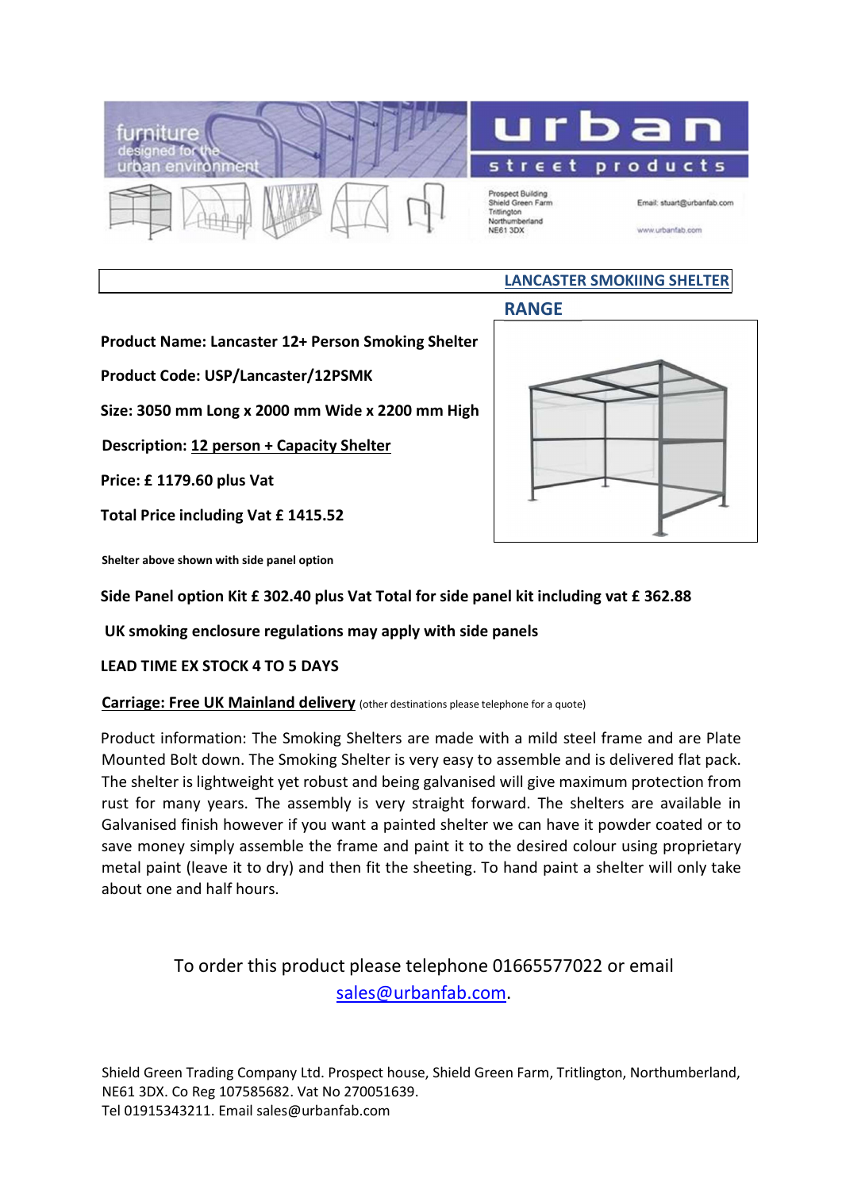furniture designed for the urban environment

urban street products

Prospect Building
Shield Green Farm
Tritlington
Northumberland
NE61 3DX

Email: stuart@urbanfab.com

www.urbanfab.com

## LANCASTER SMOKIING SHELTER RANGE

**Product Name: Lancaster 12+ Person Smoking Shelter**

**Product Code: USP/Lancaster/12PSMK**

**Size: 3050 mm Long x 2000 mm Wide x 2200 mm High**

**Description: 12 person + Capacity Shelter**

**Price: £ 1179.60 plus Vat**

**Total Price including Vat £ 1415.52**

**Shelter above shown with side panel option**

**Side Panel option Kit £ 302.40 plus Vat Total for side panel kit including vat £ 362.88**

**UK smoking enclosure regulations may apply with side panels**

**LEAD TIME EX STOCK 4 TO 5 DAYS**

**Carriage: Free UK Mainland delivery** (other destinations please telephone for a quote)

Product information: The Smoking Shelters are made with a mild steel frame and are Plate Mounted Bolt down. The Smoking Shelter is very easy to assemble and is delivered flat pack. The shelter is lightweight yet robust and being galvanised will give maximum protection from rust for many years. The assembly is very straight forward. The shelters are available in Galvanised finish however if you want a painted shelter we can have it powder coated or to save money simply assemble the frame and paint it to the desired colour using proprietary metal paint (leave it to dry) and then fit the sheeting. To hand paint a shelter will only take about one and half hours.

To order this product please telephone 01665577022 or email sales@urbanfab.com.

Shield Green Trading Company Ltd. Prospect house, Shield Green Farm, Tritlington, Northumberland, NE61 3DX. Co Reg 107585682. Vat No 270051639.
Tel 01915343211. Email sales@urbanfab.com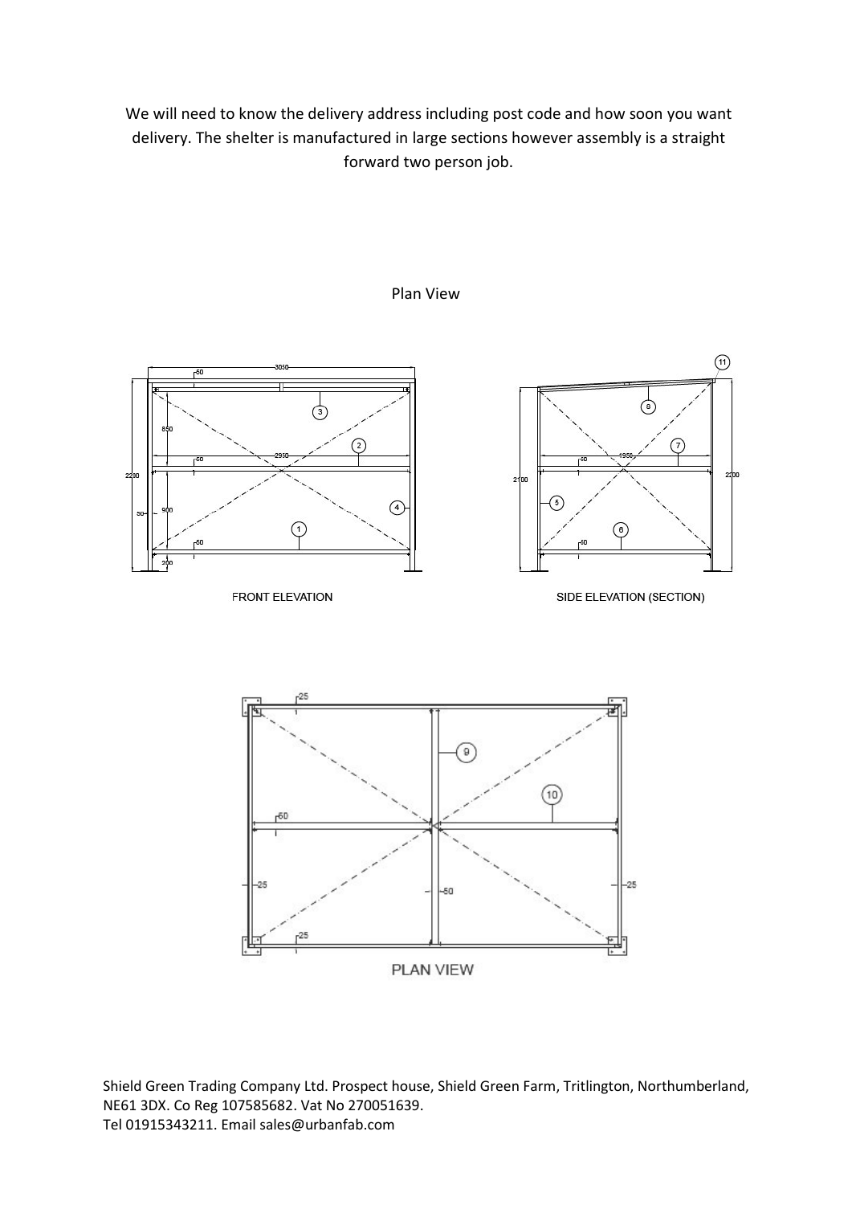We will need to know the delivery address including post code and how soon you want delivery. The shelter is manufactured in large sections however assembly is a straight forward two person job.

Plan View

FRONT ELEVATION

SIDE ELEVATION (SECTION)

PLAN VIEW

Shield Green Trading Company Ltd. Prospect house, Shield Green Farm, Tritlington, Northumberland, NE61 3DX. Co Reg 107585682. Vat No 270051639.
Tel 01915343211. Email sales@urbanfab.com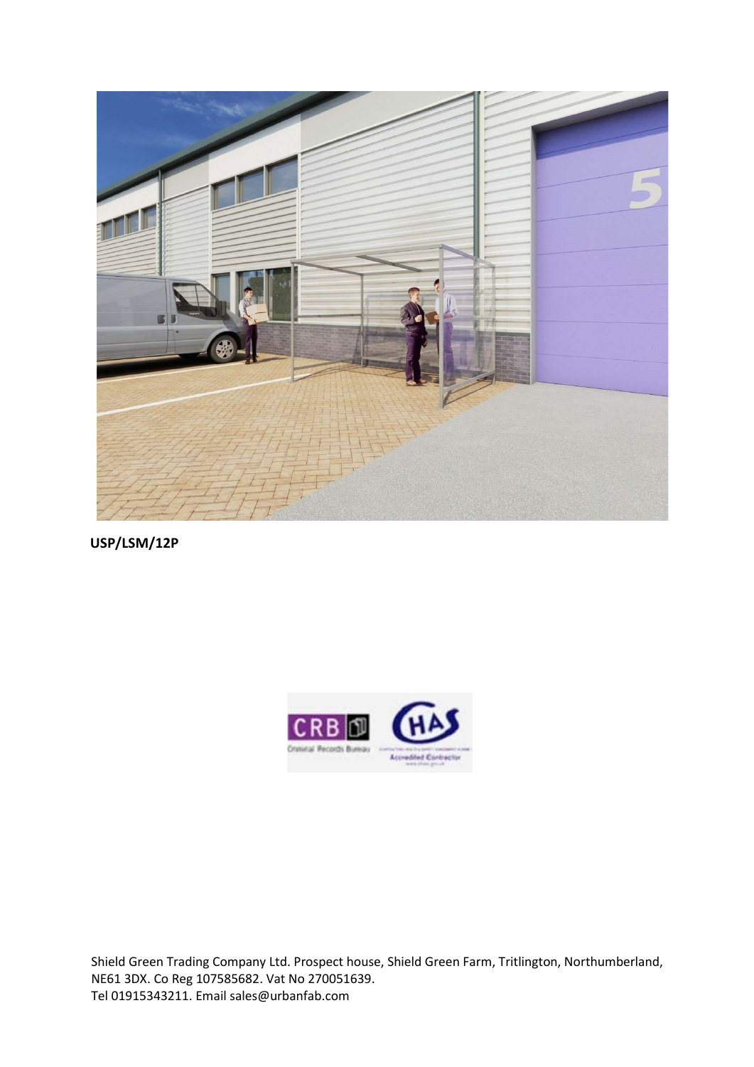**USP/LSM/12P**

Shield Green Trading Company Ltd. Prospect house, Shield Green Farm, Tritlington, Northumberland, NE61 3DX. Co Reg 107585682. Vat No 270051639.
Tel 01915343211. Email sales@urbanfab.com